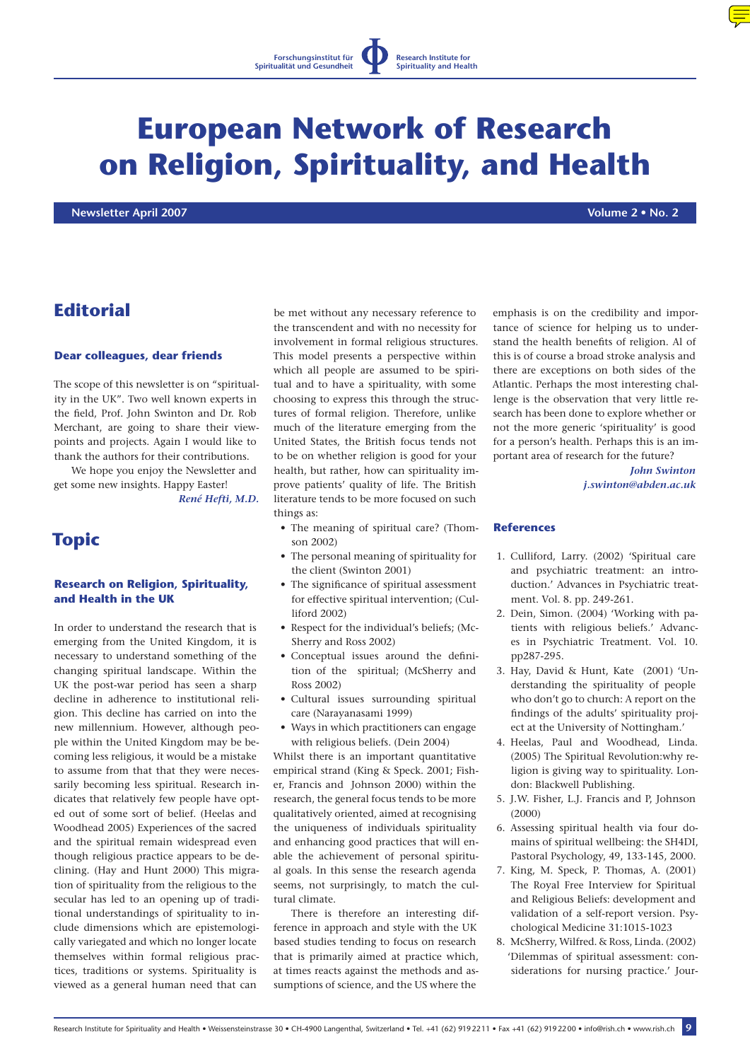Forschungsinstitut für Spiritualität und Gesundheit — Research Institute for Spirituality and Health

# European Network of Research on Religion, Spirituality, and Health

**Newsletter April 2007** — **Volume 2 • No. 2**

## Editorial

### Dear colleagues, dear friends

The scope of this newsletter is on "spirituality in the UK". Two well known experts in the field, Prof. John Swinton and Dr. Rob Merchant, are going to share their viewpoints and projects. Again I would like to thank the authors for their contributions.

We hope you enjoy the Newsletter and get some new insights. Happy Easter!

*René Hefti, M.D.*

## Topic

### Research on Religion, Spirituality, and Health in the UK

In order to understand the research that is emerging from the United Kingdom, it is necessary to understand something of the changing spiritual landscape. Within the UK the post-war period has seen a sharp decline in adherence to institutional religion. This decline has carried on into the new millennium. However, although people within the United Kingdom may be becoming less religious, it would be a mistake to assume from that that they were necessarily becoming less spiritual. Research indicates that relatively few people have opted out of some sort of belief. (Heelas and Woodhead 2005) Experiences of the sacred and the spiritual remain widespread even though religious practice appears to be declining. (Hay and Hunt 2000) This migration of spirituality from the religious to the secular has led to an opening up of traditional understandings of spirituality to include dimensions which are epistemologically variegated and which no longer locate themselves within formal religious practices, traditions or systems. Spirituality is viewed as a general human need that can be met without any necessary reference to the transcendent and with no necessity for involvement in formal religious structures. This model presents a perspective within which all people are assumed to be spiritual and to have a spirituality, with some choosing to express this through the structures of formal religion. Therefore, unlike much of the literature emerging from the United States, the British focus tends not to be on whether religion is good for your health, but rather, how can spirituality improve patients' quality of life. The British literature tends to be more focused on such things as:

- The meaning of spiritual care? (Thomson 2002)
- The personal meaning of spirituality for the client (Swinton 2001)
- The significance of spiritual assessment for effective spiritual intervention; (Culliford 2002)
- Respect for the individual's beliefs; (McSherry and Ross 2002)
- Conceptual issues around the definition of the spiritual; (McSherry and Ross 2002)
- Cultural issues surrounding spiritual care (Narayanasami 1999)
- Ways in which practitioners can engage with religious beliefs. (Dein 2004)

Whilst there is an important quantitative empirical strand (King & Speck. 2001; Fisher, Francis and Johnson 2000) within the research, the general focus tends to be more qualitatively oriented, aimed at recognising the uniqueness of individuals spirituality and enhancing good practices that will enable the achievement of personal spiritual goals. In this sense the research agenda seems, not surprisingly, to match the cultural climate.

There is therefore an interesting difference in approach and style with the UK based studies tending to focus on research that is primarily aimed at practice which, at times reacts against the methods and assumptions of science, and the US where the emphasis is on the credibility and importance of science for helping us to understand the health benefits of religion. Al of this is of course a broad stroke analysis and there are exceptions on both sides of the Atlantic. Perhaps the most interesting challenge is the observation that very little research has been done to explore whether or not the more generic 'spirituality' is good for a person's health. Perhaps this is an important area of research for the future?

*John Swinton*
*j.swinton@abden.ac.uk*

### References

1. Culliford, Larry. (2002) 'Spiritual care and psychiatric treatment: an introduction.' Advances in Psychiatric treatment. Vol. 8. pp. 249-261.
2. Dein, Simon. (2004) 'Working with patients with religious beliefs.' Advances in Psychiatric Treatment. Vol. 10. pp287-295.
3. Hay, David & Hunt, Kate (2001) 'Understanding the spirituality of people who don't go to church: A report on the findings of the adults' spirituality project at the University of Nottingham.'
4. Heelas, Paul and Woodhead, Linda. (2005) The Spiritual Revolution:why religion is giving way to spirituality. London: Blackwell Publishing.
5. J.W. Fisher, L.J. Francis and P, Johnson (2000)
6. Assessing spiritual health via four domains of spiritual wellbeing: the SH4DI, Pastoral Psychology, 49, 133-145, 2000.
7. King, M. Speck, P. Thomas, A. (2001) The Royal Free Interview for Spiritual and Religious Beliefs: development and validation of a self-report version. Psychological Medicine 31:1015-1023
8. McSherry, Wilfred. & Ross, Linda. (2002) 'Dilemmas of spiritual assessment: considerations for nursing practice.' Jour-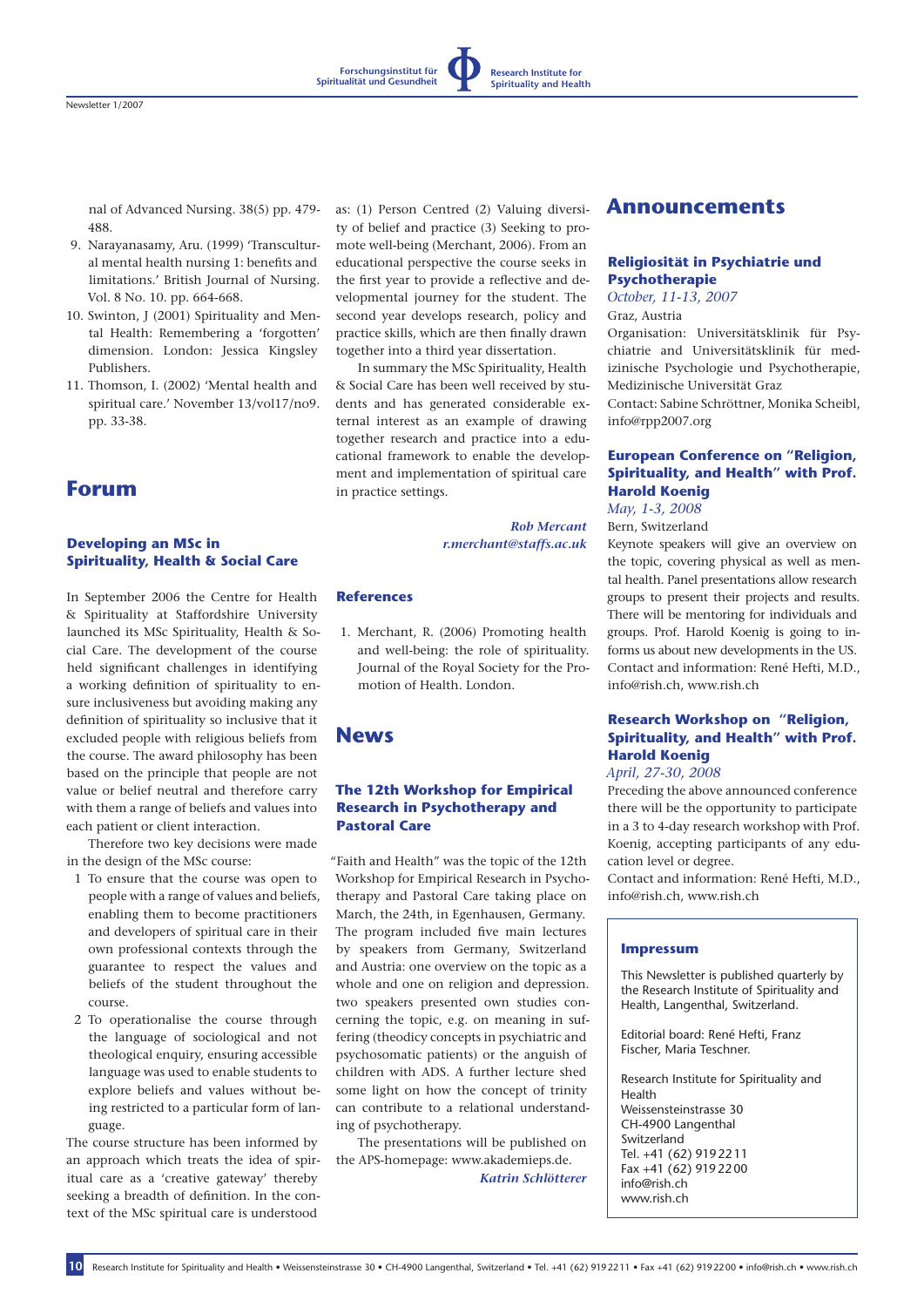nal of Advanced Nursing. 38(5) pp. 479-488.

9. Narayanasamy, Aru. (1999) 'Transcultural mental health nursing 1: benefits and limitations.' British Journal of Nursing. Vol. 8 No. 10. pp. 664-668.
10. Swinton, J (2001) Spirituality and Mental Health: Remembering a 'forgotten' dimension. London: Jessica Kingsley Publishers.
11. Thomson, I. (2002) 'Mental health and spiritual care.' November 13/vol17/no9. pp. 33-38.

## Forum

### Developing an MSc in Spirituality, Health & Social Care

In September 2006 the Centre for Health & Spirituality at Staffordshire University launched its MSc Spirituality, Health & Social Care. The development of the course held significant challenges in identifying a working definition of spirituality to ensure inclusiveness but avoiding making any definition of spirituality so inclusive that it excluded people with religious beliefs from the course. The award philosophy has been based on the principle that people are not value or belief neutral and therefore carry with them a range of beliefs and values into each patient or client interaction.

Therefore two key decisions were made in the design of the MSc course:

1 To ensure that the course was open to people with a range of values and beliefs, enabling them to become practitioners and developers of spiritual care in their own professional contexts through the guarantee to respect the values and beliefs of the student throughout the course.

2 To operationalise the course through the language of sociological and not theological enquiry, ensuring accessible language was used to enable students to explore beliefs and values without being restricted to a particular form of language.

The course structure has been informed by an approach which treats the idea of spiritual care as a 'creative gateway' thereby seeking a breadth of definition. In the context of the MSc spiritual care is understood as: (1) Person Centred (2) Valuing diversity of belief and practice (3) Seeking to promote well-being (Merchant, 2006). From an educational perspective the course seeks in the first year to provide a reflective and developmental journey for the student. The second year develops research, policy and practice skills, which are then finally drawn together into a third year dissertation.

In summary the MSc Spirituality, Health & Social Care has been well received by students and has generated considerable external interest as an example of drawing together research and practice into a educational framework to enable the development and implementation of spiritual care in practice settings.

*Rob Mercant*
*r.merchant@staffs.ac.uk*

### References

1. Merchant, R. (2006) Promoting health and well-being: the role of spirituality. Journal of the Royal Society for the Promotion of Health. London.

## News

### The 12th Workshop for Empirical Research in Psychotherapy and Pastoral Care

"Faith and Health" was the topic of the 12th Workshop for Empirical Research in Psychotherapy and Pastoral Care taking place on March, the 24th, in Egenhausen, Germany. The program included five main lectures by speakers from Germany, Switzerland and Austria: one overview on the topic as a whole and one on religion and depression. two speakers presented own studies concerning the topic, e.g. on meaning in suffering (theodicy concepts in psychiatric and psychosomatic patients) or the anguish of children with ADS. A further lecture shed some light on how the concept of trinity can contribute to a relational understanding of psychotherapy.

The presentations will be published on the APS-homepage: www.akademieps.de.

*Katrin Schlötterer*

## Announcements

### Religiosität in Psychiatrie und Psychotherapie

*October, 11-13, 2007*

Graz, Austria

Organisation: Universitätsklinik für Psychiatrie and Universitätsklinik für medizinische Psychologie und Psychotherapie, Medizinische Universität Graz

Contact: Sabine Schröttner, Monika Scheibl, info@rpp2007.org

### European Conference on "Religion, Spirituality, and Health" with Prof. Harold Koenig

*May, 1-3, 2008*

Bern, Switzerland

Keynote speakers will give an overview on the topic, covering physical as well as mental health. Panel presentations allow research groups to present their projects and results. There will be mentoring for individuals and groups. Prof. Harold Koenig is going to informs us about new developments in the US.

Contact and information: René Hefti, M.D., info@rish.ch, www.rish.ch

### Research Workshop on "Religion, Spirituality, and Health" with Prof. Harold Koenig

*April, 27-30, 2008*

Preceding the above announced conference there will be the opportunity to participate in a 3 to 4-day research workshop with Prof. Koenig, accepting participants of any education level or degree.

Contact and information: René Hefti, M.D., info@rish.ch, www.rish.ch

### Impressum

This Newsletter is published quarterly by the Research Institute of Spirituality and Health, Langenthal, Switzerland.

Editorial board: René Hefti, Franz Fischer, Maria Teschner.

Research Institute for Spirituality and Health
Weissensteinstrasse 30
CH-4900 Langenthal
Switzerland
Tel. +41 (62) 919 22 11
Fax +41 (62) 919 22 00
info@rish.ch
www.rish.ch